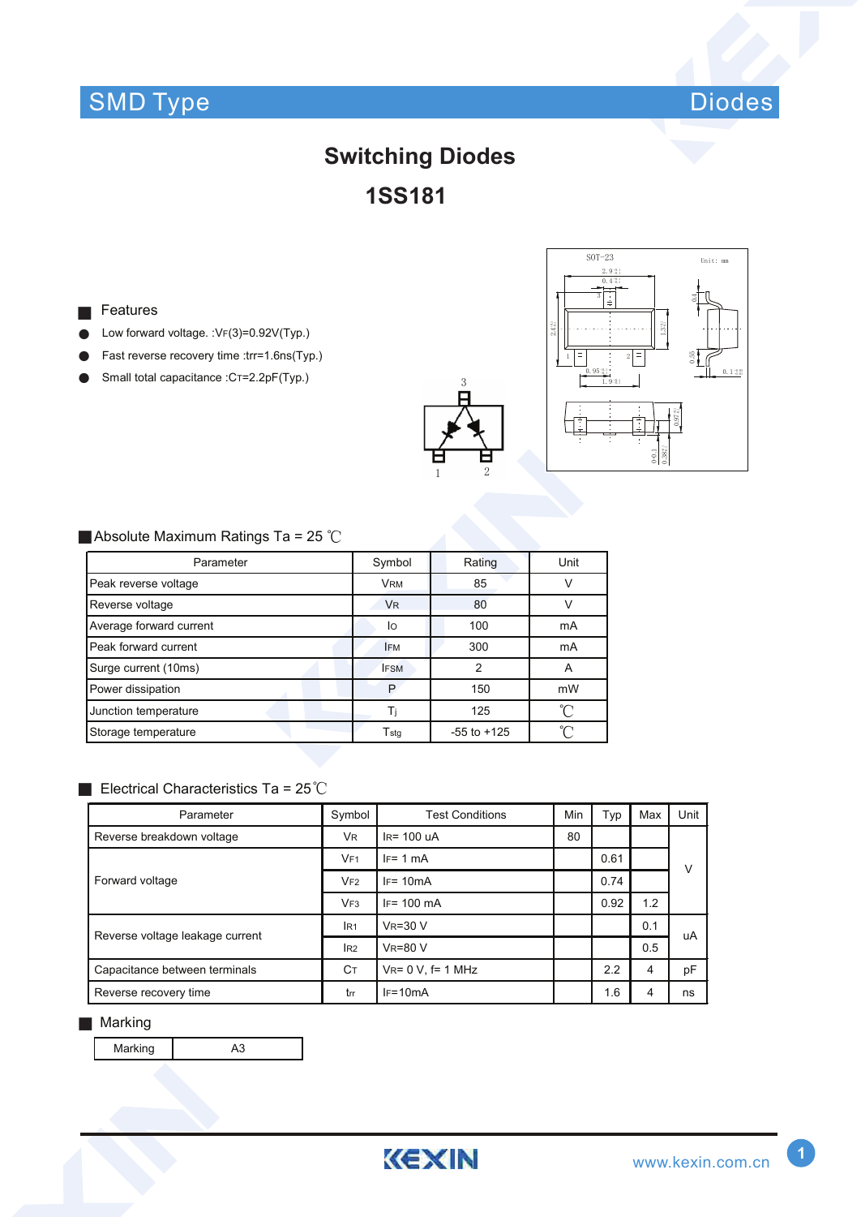SMD Type | Diodes

# Switching Diodes

## 1SS181

### Features

- Low forward voltage. :$V_F(3)$=0.92V(Typ.)
- Fast reverse recovery time :trr=1.6ns(Typ.)
- Small total capacitance :$C_T$=2.2pF(Typ.)

### Absolute Maximum Ratings Ta = 25 ℃

| Parameter | Symbol | Rating | Unit |
|---|---|---|---|
| Peak reverse voltage | $V_{RM}$ | 85 | V |
| Reverse voltage | $V_R$ | 80 | V |
| Average forward current | $I_O$ | 100 | mA |
| Peak forward current | $I_{FM}$ | 300 | mA |
| Surge current (10ms) | $I_{FSM}$ | 2 | A |
| Power dissipation | P | 150 | mW |
| Junction temperature | $T_j$ | 125 | ℃ |
| Storage temperature | $T_{stg}$ | -55 to +125 | ℃ |

### Electrical Characteristics Ta = 25℃

| Parameter | Symbol | Test Conditions | Min | Typ | Max | Unit |
|---|---|---|---|---|---|---|
| Reverse breakdown voltage | $V_R$ | $I_R$= 100 uA | 80 | | | V |
| Forward voltage | $V_{F1}$ | $I_F$= 1 mA | | 0.61 | | V |
| | $V_{F2}$ | $I_F$= 10mA | | 0.74 | | V |
| | $V_{F3}$ | $I_F$= 100 mA | | 0.92 | 1.2 | V |
| Reverse voltage leakage current | $I_{R1}$ | $V_R$=30 V | | | 0.1 | uA |
| | $I_{R2}$ | $V_R$=80 V | | | 0.5 | uA |
| Capacitance between terminals | $C_T$ | $V_R$= 0 V, f= 1 MHz | | 2.2 | 4 | pF |
| Reverse recovery time | trr | $I_F$=10mA | | 1.6 | 4 | ns |

### Marking

| Marking | A3 |
|---|---|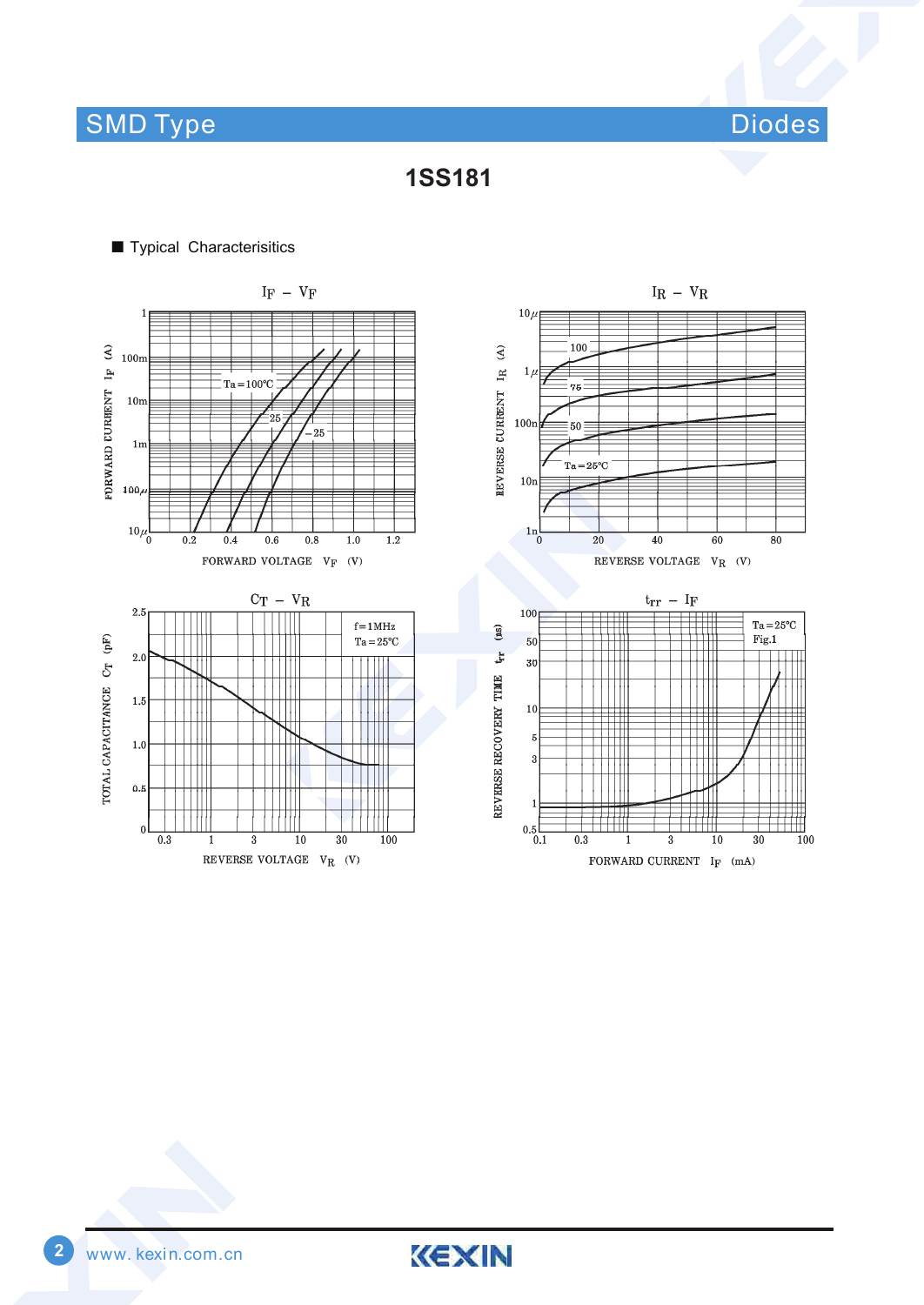# 1SS181

■ Typical Characterisitics

$I_F - V_F$

FORWARD CURRENT $I_F$ (A)

1
100m
10m
1m
100μ
10μ

Ta=100°C
25
−25

0
0.2
0.4
0.6
0.8
1.0
1.2

FORWARD VOLTAGE $V_F$ (V)

$I_R - V_R$

REVERSE CURRENT $I_R$ (A)

10μ
1μ
100n
10n
1n

100
75
50
Ta=25°C

0
20
40
60
80

REVERSE VOLTAGE $V_R$ (V)

$C_T - V_R$

TOTAL CAPACITANCE $C_T$ (pF)

2.5
2.0
1.5
1.0
0.5
0

f=1MHz
Ta=25°C

0.3
1
3
10
30
100

REVERSE VOLTAGE $V_R$ (V)

$t_{rr} - I_F$

REVERSE RECOVERY TIME $t_{rr}$ (ns)

100
50
30
10
5
3
1
0.5

Ta=25°C
Fig.1

0.1
0.3
1
3
10
30
100

FORWARD CURRENT $I_F$ (mA)